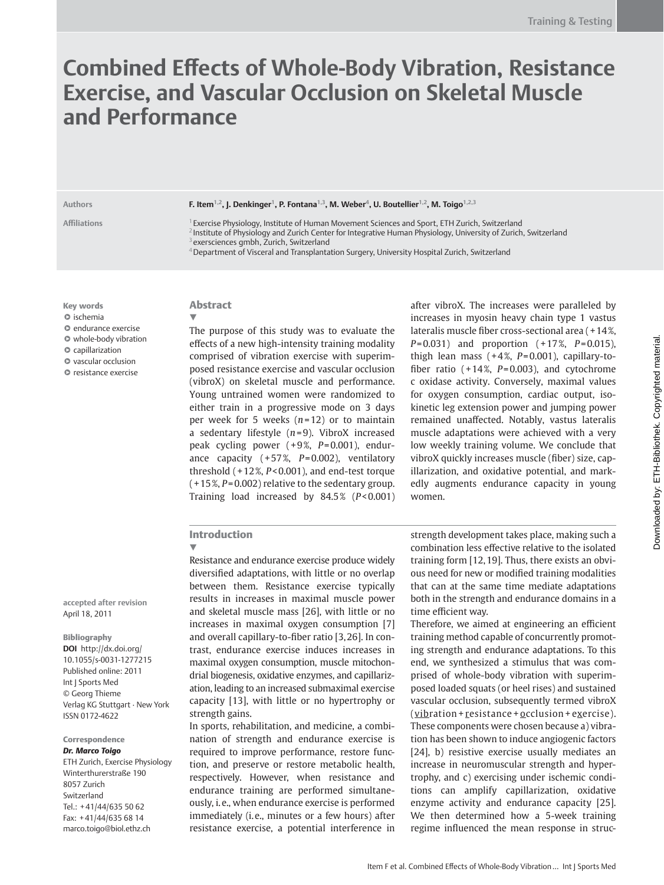# Combined Effects of Whole-Body Vibration, Resistance Exercise, and Vascular Occlusion on Skeletal Muscle and Performance

**Authors**

F. Item[1,2], J. Denkinger[1], P. Fontana[1,3], M. Weber[4], U. Boutellier[1,2], M. Toigo[1,2,3]

**Affiliations**

[1] Exercise Physiology, Institute of Human Movement Sciences and Sport, ETH Zurich, Switzerland
[2] Institute of Physiology and Zurich Center for Integrative Human Physiology, University of Zurich, Switzerland
[3] exersciences gmbh, Zurich, Switzerland
[4] Department of Visceral and Transplantation Surgery, University Hospital Zurich, Switzerland

**Key words**

- ischemia
- endurance exercise
- whole-body vibration
- capillarization
- vascular occlusion
- resistance exercise

**accepted after revision**
April 18, 2011

**Bibliography**
**DOI** http://dx.doi.org/10.1055/s-0031-1277215
Published online: 2011
Int J Sports Med
© Georg Thieme Verlag KG Stuttgart · New York
ISSN 0172-4622

**Correspondence**
***Dr. Marco Toigo***
ETH Zurich, Exercise Physiology
Winterthurerstraße 190
8057 Zurich
Switzerland
Tel.: +41/44/635 50 62
Fax: +41/44/635 68 14
marco.toigo@biol.ethz.ch

## Abstract

The purpose of this study was to evaluate the effects of a new high-intensity training modality comprised of vibration exercise with superimposed resistance exercise and vascular occlusion (vibroX) on skeletal muscle and performance. Young untrained women were randomized to either train in a progressive mode on 3 days per week for 5 weeks ($n=12$) or to maintain a sedentary lifestyle ($n=9$). VibroX increased peak cycling power (+9%, $P=0.001$), endurance capacity (+57%, $P=0.002$), ventilatory threshold (+12%, $P<0.001$), and end-test torque (+15%, $P=0.002$) relative to the sedentary group. Training load increased by 84.5% ($P<0.001$) after vibroX. The increases were paralleled by increases in myosin heavy chain type 1 vastus lateralis muscle fiber cross-sectional area (+14%, $P=0.031$) and proportion (+17%, $P=0.015$), thigh lean mass (+4%, $P=0.001$), capillary-to-fiber ratio (+14%, $P=0.003$), and cytochrome c oxidase activity. Conversely, maximal values for oxygen consumption, cardiac output, isokinetic leg extension power and jumping power remained unaffected. Notably, vastus lateralis muscle adaptations were achieved with a very low weekly training volume. We conclude that vibroX quickly increases muscle (fiber) size, capillarization, and oxidative potential, and markedly augments endurance capacity in young women.

## Introduction

Resistance and endurance exercise produce widely diversified adaptations, with little or no overlap between them. Resistance exercise typically results in increases in maximal muscle power and skeletal muscle mass [26], with little or no increases in maximal oxygen consumption [7] and overall capillary-to-fiber ratio [3,26]. In contrast, endurance exercise induces increases in maximal oxygen consumption, muscle mitochondrial biogenesis, oxidative enzymes, and capillarization, leading to an increased submaximal exercise capacity [13], with little or no hypertrophy or strength gains.

In sports, rehabilitation, and medicine, a combination of strength and endurance exercise is required to improve performance, restore function, and preserve or restore metabolic health, respectively. However, when resistance and endurance training are performed simultaneously, i.e., when endurance exercise is performed immediately (i.e., minutes or a few hours) after resistance exercise, a potential interference in strength development takes place, making such a combination less effective relative to the isolated training form [12,19]. Thus, there exists an obvious need for new or modified training modalities that can at the same time mediate adaptations both in the strength and endurance domains in a time efficient way.

Therefore, we aimed at engineering an efficient training method capable of concurrently promoting strength and endurance adaptations. To this end, we synthesized a stimulus that was comprised of whole-body vibration with superimposed loaded squats (or heel rises) and sustained vascular occlusion, subsequently termed vibroX (vibration + resistance + occlusion + exercise). These components were chosen because a) vibration has been shown to induce angiogenic factors [24], b) resistive exercise usually mediates an increase in neuromuscular strength and hypertrophy, and c) exercising under ischemic conditions can amplify capillarization, oxidative enzyme activity and endurance capacity [25]. We then determined how a 5-week training regime influenced the mean response in struc-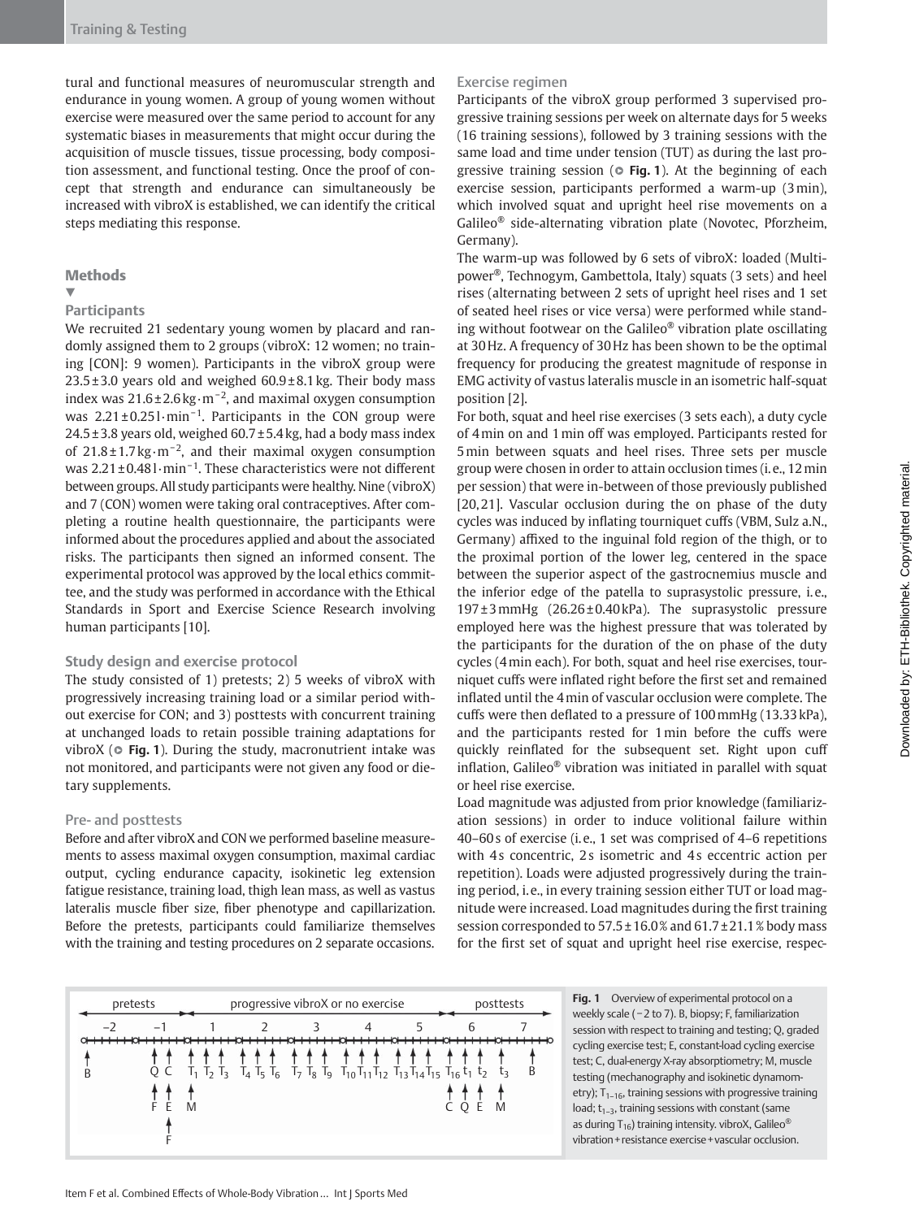tural and functional measures of neuromuscular strength and endurance in young women. A group of young women without exercise were measured over the same period to account for any systematic biases in measurements that might occur during the acquisition of muscle tissues, tissue processing, body composition assessment, and functional testing. Once the proof of concept that strength and endurance can simultaneously be increased with vibroX is established, we can identify the critical steps mediating this response.

## Methods

### Participants

We recruited 21 sedentary young women by placard and randomly assigned them to 2 groups (vibroX: 12 women; no training [CON]: 9 women). Participants in the vibroX group were 23.5 ± 3.0 years old and weighed 60.9 ± 8.1 kg. Their body mass index was 21.6 ± 2.6 $kg \cdot m^{-2}$, and maximal oxygen consumption was 2.21 ± 0.25 $l \cdot min^{-1}$. Participants in the CON group were 24.5 ± 3.8 years old, weighed 60.7 ± 5.4 kg, had a body mass index of 21.8 ± 1.7 $kg \cdot m^{-2}$, and their maximal oxygen consumption was 2.21 ± 0.48 $l \cdot min^{-1}$. These characteristics were not different between groups. All study participants were healthy. Nine (vibroX) and 7 (CON) women were taking oral contraceptives. After completing a routine health questionnaire, the participants were informed about the procedures applied and about the associated risks. The participants then signed an informed consent. The experimental protocol was approved by the local ethics committee, and the study was performed in accordance with the Ethical Standards in Sport and Exercise Science Research involving human participants [10].

### Study design and exercise protocol

The study consisted of 1) pretests; 2) 5 weeks of vibroX with progressively increasing training load or a similar period without exercise for CON; and 3) posttests with concurrent training at unchanged loads to retain possible training adaptations for vibroX (Fig. 1). During the study, macronutrient intake was not monitored, and participants were not given any food or dietary supplements.

### Pre- and posttests

Before and after vibroX and CON we performed baseline measurements to assess maximal oxygen consumption, maximal cardiac output, cycling endurance capacity, isokinetic leg extension fatigue resistance, training load, thigh lean mass, as well as vastus lateralis muscle fiber size, fiber phenotype and capillarization. Before the pretests, participants could familiarize themselves with the training and testing procedures on 2 separate occasions.

### Exercise regimen

Participants of the vibroX group performed 3 supervised progressive training sessions per week on alternate days for 5 weeks (16 training sessions), followed by 3 training sessions with the same load and time under tension (TUT) as during the last progressive training session (Fig. 1). At the beginning of each exercise session, participants performed a warm-up (3 min), which involved squat and upright heel rise movements on a Galileo® side-alternating vibration plate (Novotec, Pforzheim, Germany).

The warm-up was followed by 6 sets of vibroX: loaded (Multipower®, Technogym, Gambettola, Italy) squats (3 sets) and heel rises (alternating between 2 sets of upright heel rises and 1 set of seated heel rises or vice versa) were performed while standing without footwear on the Galileo® vibration plate oscillating at 30 Hz. A frequency of 30 Hz has been shown to be the optimal frequency for producing the greatest magnitude of response in EMG activity of vastus lateralis muscle in an isometric half-squat position [2].

For both, squat and heel rise exercises (3 sets each), a duty cycle of 4 min on and 1 min off was employed. Participants rested for 5 min between squats and heel rises. Three sets per muscle group were chosen in order to attain occlusion times (i. e., 12 min per session) that were in-between of those previously published [20,21]. Vascular occlusion during the on phase of the duty cycles was induced by inflating tourniquet cuffs (VBM, Sulz a.N., Germany) affixed to the inguinal fold region of the thigh, or to the proximal portion of the lower leg, centered in the space between the superior aspect of the gastrocnemius muscle and the inferior edge of the patella to suprasystolic pressure, i. e., 197 ± 3 mmHg (26.26 ± 0.40 kPa). The suprasystolic pressure employed here was the highest pressure that was tolerated by the participants for the duration of the on phase of the duty cycles (4 min each). For both, squat and heel rise exercises, tourniquet cuffs were inflated right before the first set and remained inflated until the 4 min of vascular occlusion were complete. The cuffs were then deflated to a pressure of 100 mmHg (13.33 kPa), and the participants rested for 1 min before the cuffs were quickly reinflated for the subsequent set. Right upon cuff inflation, Galileo® vibration was initiated in parallel with squat or heel rise exercise.

Load magnitude was adjusted from prior knowledge (familiarization sessions) in order to induce volitional failure within 40–60 s of exercise (i. e., 1 set was comprised of 4–6 repetitions with 4 s concentric, 2 s isometric and 4 s eccentric action per repetition). Loads were adjusted progressively during the training period, i. e., in every training session either TUT or load magnitude were increased. Load magnitudes during the first training session corresponded to 57.5 ± 16.0 % and 61.7 ± 21.1 % body mass for the first set of squat and upright heel rise exercise, respec-

**Fig. 1** Overview of experimental protocol on a weekly scale (−2 to 7). B, biopsy; F, familiarization session with respect to training and testing; Q, graded cycling exercise test; E, constant-load cycling exercise test; C, dual-energy X-ray absorptiometry; M, muscle testing (mechanography and isokinetic dynamometry); $T_{1-16}$, training sessions with progressive training load; $t_{1-3}$, training sessions with constant (same as during $T_{16}$) training intensity. vibroX, Galileo® vibration + resistance exercise + vascular occlusion.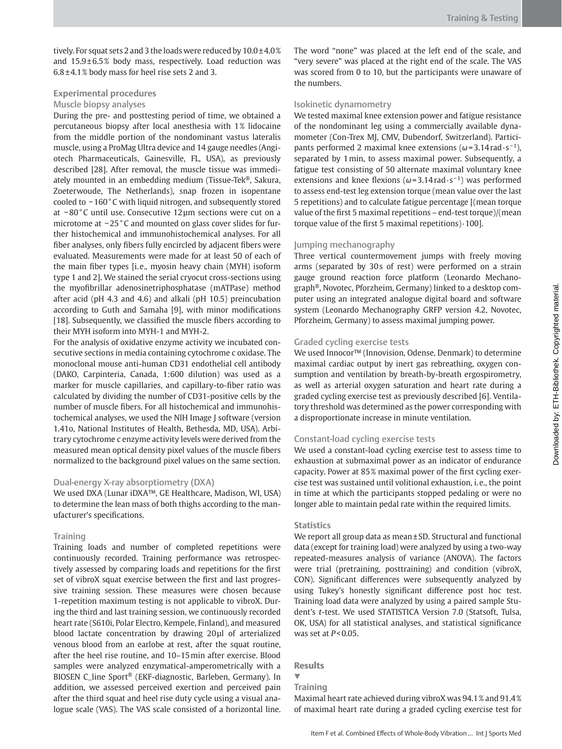tively. For squat sets 2 and 3 the loads were reduced by 10.0 ± 4.0 % and 15.9 ± 6.5 % body mass, respectively. Load reduction was 6.8 ± 4.1 % body mass for heel rise sets 2 and 3.

### Experimental procedures

#### Muscle biopsy analyses

During the pre- and posttesting period of time, we obtained a percutaneous biopsy after local anesthesia with 1 % lidocaine from the middle portion of the nondominant vastus lateralis muscle, using a ProMag Ultra device and 14 gauge needles (Angiotech Pharmaceuticals, Gainesville, FL, USA), as previously described [28]. After removal, the muscle tissue was immediately mounted in an embedding medium (Tissue-Tek®, Sakura, Zoeterwoude, The Netherlands), snap frozen in isopentane cooled to − 160 ° C with liquid nitrogen, and subsequently stored at − 80 ° C until use. Consecutive 12 μm sections were cut on a microtome at − 25 ° C and mounted on glass cover slides for further histochemical and immunohistochemical analyses. For all fiber analyses, only fibers fully encircled by adjacent fibers were evaluated. Measurements were made for at least 50 of each of the main fiber types [i. e., myosin heavy chain (MYH) isoform type 1 and 2]. We stained the serial cryocut cross-sections using the myofibrillar adenosinetriphosphatase (mATPase) method after acid (pH 4.3 and 4.6) and alkali (pH 10.5) preincubation according to Guth and Samaha [9], with minor modifications [18]. Subsequently, we classified the muscle fibers according to their MYH isoform into MYH-1 and MYH-2.

For the analysis of oxidative enzyme activity we incubated consecutive sections in media containing cytochrome c oxidase. The monoclonal mouse anti-human CD31 endothelial cell antibody (DAKO, Carpinteria, Canada, 1:600 dilution) was used as a marker for muscle capillaries, and capillary-to-fiber ratio was calculated by dividing the number of CD31-positive cells by the number of muscle fibers. For all histochemical and immunohistochemical analyses, we used the NIH Image J software (version 1.41o, National Institutes of Health, Bethesda, MD, USA). Arbitrary cytochrome c enzyme activity levels were derived from the measured mean optical density pixel values of the muscle fibers normalized to the background pixel values on the same section.

#### Dual-energy X-ray absorptiometry (DXA)

We used DXA (Lunar iDXA™, GE Healthcare, Madison, WI, USA) to determine the lean mass of both thighs according to the manufacturer's specifications.

#### Training

Training loads and number of completed repetitions were continuously recorded. Training performance was retrospectively assessed by comparing loads and repetitions for the first set of vibroX squat exercise between the first and last progressive training session. These measures were chosen because 1-repetition maximum testing is not applicable to vibroX. During the third and last training session, we continuously recorded heart rate (S610i, Polar Electro, Kempele, Finland), and measured blood lactate concentration by drawing 20 μl of arterialized venous blood from an earlobe at rest, after the squat routine, after the heel rise routine, and 10–15 min after exercise. Blood samples were analyzed enzymatical-amperometrically with a BIOSEN C_line Sport® (EKF-diagnostic, Barleben, Germany). In addition, we assessed perceived exertion and perceived pain after the third squat and heel rise duty cycle using a visual analogue scale (VAS). The VAS scale consisted of a horizontal line. The word "none" was placed at the left end of the scale, and "very severe" was placed at the right end of the scale. The VAS was scored from 0 to 10, but the participants were unaware of the numbers.

#### Isokinetic dynamometry

We tested maximal knee extension power and fatigue resistance of the nondominant leg using a commercially available dynamometer (Con-Trex MJ, CMV, Dubendorf, Switzerland). Participants performed 2 maximal knee extensions ($\omega = 3.14\,\text{rad} \cdot \text{s}^{-1}$), separated by 1 min, to assess maximal power. Subsequently, a fatigue test consisting of 50 alternate maximal voluntary knee extensions and knee flexions ($\omega = 3.14\,\text{rad} \cdot \text{s}^{-1}$) was performed to assess end-test leg extension torque (mean value over the last 5 repetitions) and to calculate fatigue percentage [(mean torque value of the first 5 maximal repetitions – end-test torque)/(mean torque value of the first 5 maximal repetitions) · 100].

#### Jumping mechanography

Three vertical countermovement jumps with freely moving arms (separated by 30 s of rest) were performed on a strain gauge ground reaction force platform (Leonardo Mechanograph®, Novotec, Pforzheim, Germany) linked to a desktop computer using an integrated analogue digital board and software system (Leonardo Mechanography GRFP version 4.2, Novotec, Pforzheim, Germany) to assess maximal jumping power.

#### Graded cycling exercise tests

We used Innocor™ (Innovision, Odense, Denmark) to determine maximal cardiac output by inert gas rebreathing, oxygen consumption and ventilation by breath-by-breath ergospirometry, as well as arterial oxygen saturation and heart rate during a graded cycling exercise test as previously described [6]. Ventilatory threshold was determined as the power corresponding with a disproportionate increase in minute ventilation.

#### Constant-load cycling exercise tests

We used a constant-load cycling exercise test to assess time to exhaustion at submaximal power as an indicator of endurance capacity. Power at 85 % maximal power of the first cycling exercise test was sustained until volitional exhaustion, i. e., the point in time at which the participants stopped pedaling or were no longer able to maintain pedal rate within the required limits.

#### Statistics

We report all group data as mean ± SD. Structural and functional data (except for training load) were analyzed by using a two-way repeated-measures analysis of variance (ANOVA). The factors were trial (pretraining, posttraining) and condition (vibroX, CON). Significant differences were subsequently analyzed by using Tukey's honestly significant difference post hoc test. Training load data were analyzed by using a paired sample Student's *t*-test. We used STATISTICA Version 7.0 (Statsoft, Tulsa, OK, USA) for all statistical analyses, and statistical significance was set at $P < 0.05$.

## Results

### Training

Maximal heart rate achieved during vibroX was 94.1 % and 91.4 % of maximal heart rate during a graded cycling exercise test for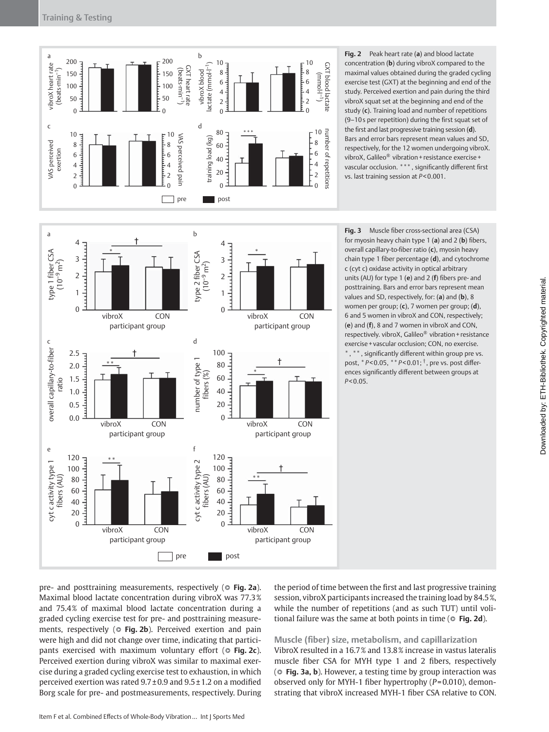**Fig. 2** Peak heart rate (**a**) and blood lactate concentration (**b**) during vibroX compared to the maximal values obtained during the graded cycling exercise test (GXT) at the beginning and end of the study. Perceived exertion and pain during the third vibroX squat set at the beginning and end of the study (**c**). Training load and number of repetitions (9–10 s per repetition) during the first squat set of the first and last progressive training session (**d**). Bars and error bars represent mean values and SD, respectively, for the 12 women undergoing vibroX. vibroX, Galileo® vibration + resistance exercise + vascular occlusion. ***, significantly different first vs. last training session at $P < 0.001$.

**Fig. 3** Muscle fiber cross-sectional area (CSA) for myosin heavy chain type 1 (**a**) and 2 (**b**) fibers, overall capillary-to-fiber ratio (**c**), myosin heavy chain type 1 fiber percentage (**d**), and cytochrome c (cyt c) oxidase activity in optical arbitrary units (AU) for type 1 (**e**) and 2 (**f**) fibers pre- and posttraining. Bars and error bars represent mean values and SD, respectively, for: (**a**) and (**b**), 8 women per group; (**c**), 7 women per group; (**d**), 6 and 5 women in vibroX and CON, respectively; (**e**) and (**f**), 8 and 7 women in vibroX and CON, respectively. vibroX, Galileo® vibration + resistance exercise + vascular occlusion; CON, no exercise. *, **, significantly different within group pre vs. post, * $P < 0.05$, ** $P < 0.01$; †, pre vs. post differences significantly different between groups at $P < 0.05$.

pre- and posttraining measurements, respectively (Fig. 2a). Maximal blood lactate concentration during vibroX was 77.3 % and 75.4 % of maximal blood lactate concentration during a graded cycling exercise test for pre- and posttraining measurements, respectively (Fig. 2b). Perceived exertion and pain were high and did not change over time, indicating that participants exercised with maximum voluntary effort (Fig. 2c). Perceived exertion during vibroX was similar to maximal exercise during a graded cycling exercise test to exhaustion, in which perceived exertion was rated 9.7 ± 0.9 and 9.5 ± 1.2 on a modified Borg scale for pre- and postmeasurements, respectively. During the period of time between the first and last progressive training session, vibroX participants increased the training load by 84.5 %, while the number of repetitions (and as such TUT) until volitional failure was the same at both points in time (Fig. 2d).

### Muscle (fiber) size, metabolism, and capillarization

VibroX resulted in a 16.7 % and 13.8 % increase in vastus lateralis muscle fiber CSA for MYH type 1 and 2 fibers, respectively (Fig. 3a, b). However, a testing time by group interaction was observed only for MYH-1 fiber hypertrophy ($P = 0.010$), demonstrating that vibroX increased MYH-1 fiber CSA relative to CON.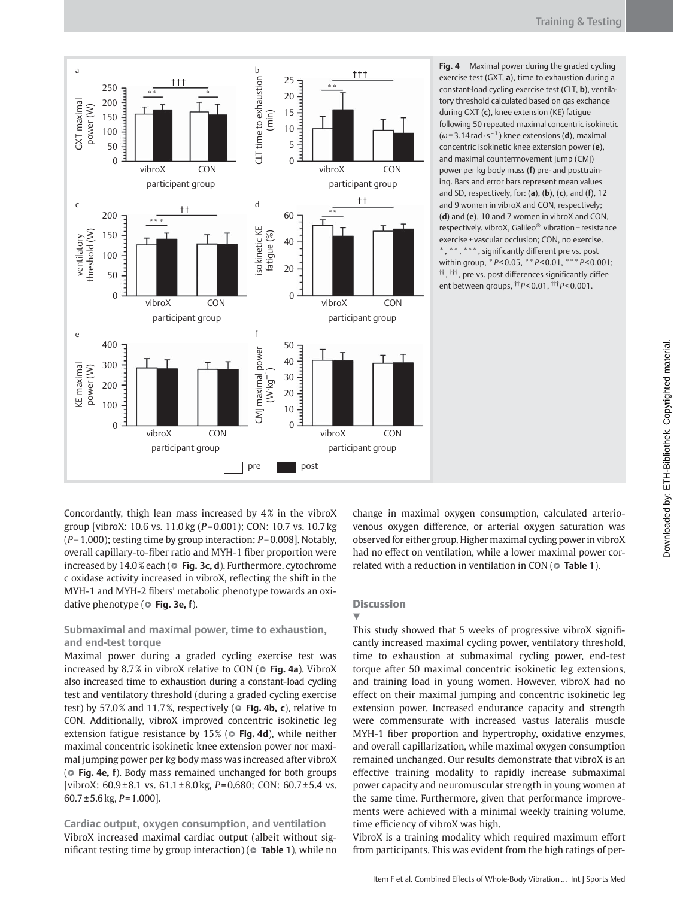Fig. 4 Maximal power during the graded cycling exercise test (GXT, **a**), time to exhaustion during a constant-load cycling exercise test (CLT, **b**), ventilatory threshold calculated based on gas exchange during GXT (**c**), knee extension (KE) fatigue following 50 repeated maximal concentric isokinetic ($\omega$ = 3.14 rad · s$^{-1}$) knee extensions (**d**), maximal concentric isokinetic knee extension power (**e**), and maximal countermovement jump (CMJ) power per kg body mass (**f**) pre- and posttraining. Bars and error bars represent mean values and SD, respectively, for: (**a**), (**b**), (**c**), and (**f**), 12 and 9 women in vibroX and CON, respectively; (**d**) and (**e**), 10 and 7 women in vibroX and CON, respectively. vibroX, Galileo® vibration + resistance exercise + vascular occlusion; CON, no exercise. *, **, ***, significantly different pre vs. post within group, * $P$ < 0.05, ** $P$ < 0.01, *** $P$ < 0.001; ††, †††, pre vs. post differences significantly different between groups, †† $P$ < 0.01, ††† $P$ < 0.001.

Concordantly, thigh lean mass increased by 4 % in the vibroX group [vibroX: 10.6 vs. 11.0 kg ($P$ = 0.001); CON: 10.7 vs. 10.7 kg ($P$ = 1.000); testing time by group interaction: $P$ = 0.008]. Notably, overall capillary-to-fiber ratio and MYH-1 fiber proportion were increased by 14.0 % each (**Fig. 3c, d**). Furthermore, cytochrome c oxidase activity increased in vibroX, reflecting the shift in the MYH-1 and MYH-2 fibers' metabolic phenotype towards an oxidative phenotype (**Fig. 3e, f**).

### Submaximal and maximal power, time to exhaustion, and end-test torque

Maximal power during a graded cycling exercise test was increased by 8.7 % in vibroX relative to CON (**Fig. 4a**). VibroX also increased time to exhaustion during a constant-load cycling test and ventilatory threshold (during a graded cycling exercise test) by 57.0 % and 11.7 %, respectively (**Fig. 4b, c**), relative to CON. Additionally, vibroX improved concentric isokinetic leg extension fatigue resistance by 15 % (**Fig. 4d**), while neither maximal concentric isokinetic knee extension power nor maximal jumping power per kg body mass was increased after vibroX (**Fig. 4e, f**). Body mass remained unchanged for both groups [vibroX: 60.9 ± 8.1 vs. 61.1 ± 8.0 kg, $P$ = 0.680; CON: 60.7 ± 5.4 vs. 60.7 ± 5.6 kg, $P$ = 1.000].

### Cardiac output, oxygen consumption, and ventilation

VibroX increased maximal cardiac output (albeit without significant testing time by group interaction) (**Table 1**), while no change in maximal oxygen consumption, calculated arteriovenous oxygen difference, or arterial oxygen saturation was observed for either group. Higher maximal cycling power in vibroX had no effect on ventilation, while a lower maximal power correlated with a reduction in ventilation in CON (**Table 1**).

## Discussion

This study showed that 5 weeks of progressive vibroX significantly increased maximal cycling power, ventilatory threshold, time to exhaustion at submaximal cycling power, end-test torque after 50 maximal concentric isokinetic leg extensions, and training load in young women. However, vibroX had no effect on their maximal jumping and concentric isokinetic leg extension power. Increased endurance capacity and strength were commensurate with increased vastus lateralis muscle MYH-1 fiber proportion and hypertrophy, oxidative enzymes, and overall capillarization, while maximal oxygen consumption remained unchanged. Our results demonstrate that vibroX is an effective training modality to rapidly increase submaximal power capacity and neuromuscular strength in young women at the same time. Furthermore, given that performance improvements were achieved with a minimal weekly training volume, time efficiency of vibroX was high.

VibroX is a training modality which required maximum effort from participants. This was evident from the high ratings of per-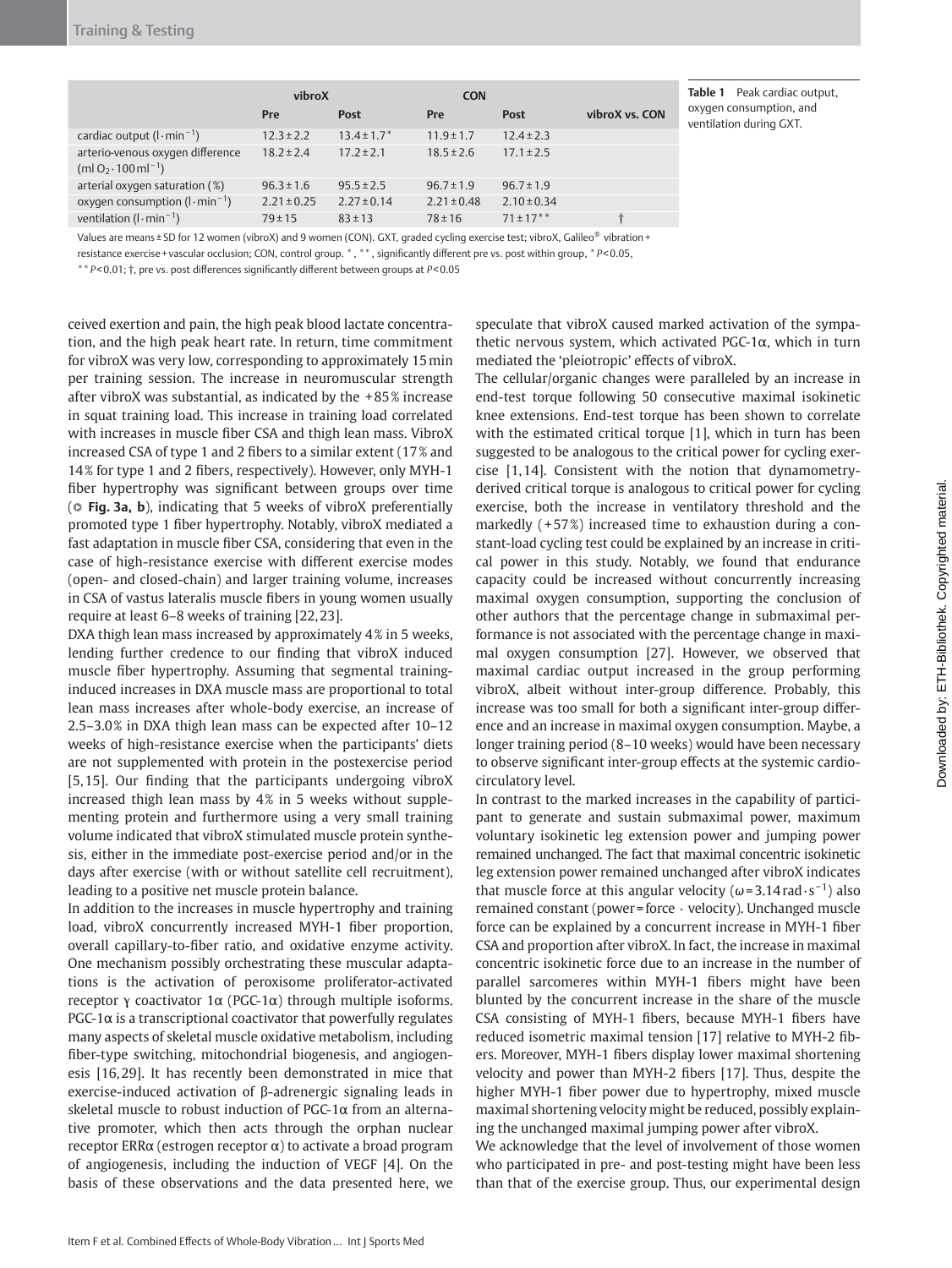**Table 1** Peak cardiac output, oxygen consumption, and ventilation during GXT.

| | vibroX | | CON | | |
|---|---|---|---|---|---|
| | Pre | Post | Pre | Post | vibroX vs. CON |
| cardiac output ($l \cdot min^{-1}$) | 12.3 ± 2.2 | 13.4 ± 1.7* | 11.9 ± 1.7 | 12.4 ± 2.3 | |
| arterio-venous oxygen difference ($ml\ O_2 \cdot 100\ ml^{-1}$) | 18.2 ± 2.4 | 17.2 ± 2.1 | 18.5 ± 2.6 | 17.1 ± 2.5 | |
| arterial oxygen saturation (%) | 96.3 ± 1.6 | 95.5 ± 2.5 | 96.7 ± 1.9 | 96.7 ± 1.9 | |
| oxygen consumption ($l \cdot min^{-1}$) | 2.21 ± 0.25 | 2.27 ± 0.14 | 2.21 ± 0.48 | 2.10 ± 0.34 | |
| ventilation ($l \cdot min^{-1}$) | 79 ± 15 | 83 ± 13 | 78 ± 16 | 71 ± 17** | † |

Values are means ± SD for 12 women (vibroX) and 9 women (CON). GXT, graded cycling exercise test; vibroX, Galileo® vibration + resistance exercise + vascular occlusion; CON, control group. *, **, significantly different pre vs. post within group, * $P<0.05$, ** $P<0.01$; †, pre vs. post differences significantly different between groups at $P<0.05$

ceived exertion and pain, the high peak blood lactate concentration, and the high peak heart rate. In return, time commitment for vibroX was very low, corresponding to approximately 15 min per training session. The increase in neuromuscular strength after vibroX was substantial, as indicated by the +85% increase in squat training load. This increase in training load correlated with increases in muscle fiber CSA and thigh lean mass. VibroX increased CSA of type 1 and 2 fibers to a similar extent (17% and 14% for type 1 and 2 fibers, respectively). However, only MYH-1 fiber hypertrophy was significant between groups over time (**Fig. 3a, b**), indicating that 5 weeks of vibroX preferentially promoted type 1 fiber hypertrophy. Notably, vibroX mediated a fast adaptation in muscle fiber CSA, considering that even in the case of high-resistance exercise with different exercise modes (open- and closed-chain) and larger training volume, increases in CSA of vastus lateralis muscle fibers in young women usually require at least 6–8 weeks of training [22,23].

DXA thigh lean mass increased by approximately 4% in 5 weeks, lending further credence to our finding that vibroX induced muscle fiber hypertrophy. Assuming that segmental training-induced increases in DXA muscle mass are proportional to total lean mass increases after whole-body exercise, an increase of 2.5–3.0% in DXA thigh lean mass can be expected after 10–12 weeks of high-resistance exercise when the participants' diets are not supplemented with protein in the postexercise period [5,15]. Our finding that the participants undergoing vibroX increased thigh lean mass by 4% in 5 weeks without supplementing protein and furthermore using a very small training volume indicated that vibroX stimulated muscle protein synthesis, either in the immediate post-exercise period and/or in the days after exercise (with or without satellite cell recruitment), leading to a positive net muscle protein balance.

In addition to the increases in muscle hypertrophy and training load, vibroX concurrently increased MYH-1 fiber proportion, overall capillary-to-fiber ratio, and oxidative enzyme activity. One mechanism possibly orchestrating these muscular adaptations is the activation of peroxisome proliferator-activated receptor γ coactivator 1α (PGC-1α) through multiple isoforms. PGC-1α is a transcriptional coactivator that powerfully regulates many aspects of skeletal muscle oxidative metabolism, including fiber-type switching, mitochondrial biogenesis, and angiogenesis [16,29]. It has recently been demonstrated in mice that exercise-induced activation of β-adrenergic signaling leads in skeletal muscle to robust induction of PGC-1α from an alternative promoter, which then acts through the orphan nuclear receptor ERRα (estrogen receptor α) to activate a broad program of angiogenesis, including the induction of VEGF [4]. On the basis of these observations and the data presented here, we speculate that vibroX caused marked activation of the sympathetic nervous system, which activated PGC-1α, which in turn mediated the 'pleiotropic' effects of vibroX.

The cellular/organic changes were paralleled by an increase in end-test torque following 50 consecutive maximal isokinetic knee extensions. End-test torque has been shown to correlate with the estimated critical torque [1], which in turn has been suggested to be analogous to the critical power for cycling exercise [1,14]. Consistent with the notion that dynamometry-derived critical torque is analogous to critical power for cycling exercise, both the increase in ventilatory threshold and the markedly (+57%) increased time to exhaustion during a constant-load cycling test could be explained by an increase in critical power in this study. Notably, we found that endurance capacity could be increased without concurrently increasing maximal oxygen consumption, supporting the conclusion of other authors that the percentage change in submaximal performance is not associated with the percentage change in maximal oxygen consumption [27]. However, we observed that maximal cardiac output increased in the group performing vibroX, albeit without inter-group difference. Probably, this increase was too small for both a significant inter-group difference and an increase in maximal oxygen consumption. Maybe, a longer training period (8–10 weeks) would have been necessary to observe significant inter-group effects at the systemic cardiocirculatory level.

In contrast to the marked increases in the capability of participant to generate and sustain submaximal power, maximum voluntary isokinetic leg extension power and jumping power remained unchanged. The fact that maximal concentric isokinetic leg extension power remained unchanged after vibroX indicates that muscle force at this angular velocity ($\omega = 3.14\ rad \cdot s^{-1}$) also remained constant (power = force · velocity). Unchanged muscle force can be explained by a concurrent increase in MYH-1 fiber CSA and proportion after vibroX. In fact, the increase in maximal concentric isokinetic force due to an increase in the number of parallel sarcomeres within MYH-1 fibers might have been blunted by the concurrent increase in the share of the muscle CSA consisting of MYH-1 fibers, because MYH-1 fibers have reduced isometric maximal tension [17] relative to MYH-2 fibers. Moreover, MYH-1 fibers display lower maximal shortening velocity and power than MYH-2 fibers [17]. Thus, despite the higher MYH-1 fiber power due to hypertrophy, mixed muscle maximal shortening velocity might be reduced, possibly explaining the unchanged maximal jumping power after vibroX.

We acknowledge that the level of involvement of those women who participated in pre- and post-testing might have been less than that of the exercise group. Thus, our experimental design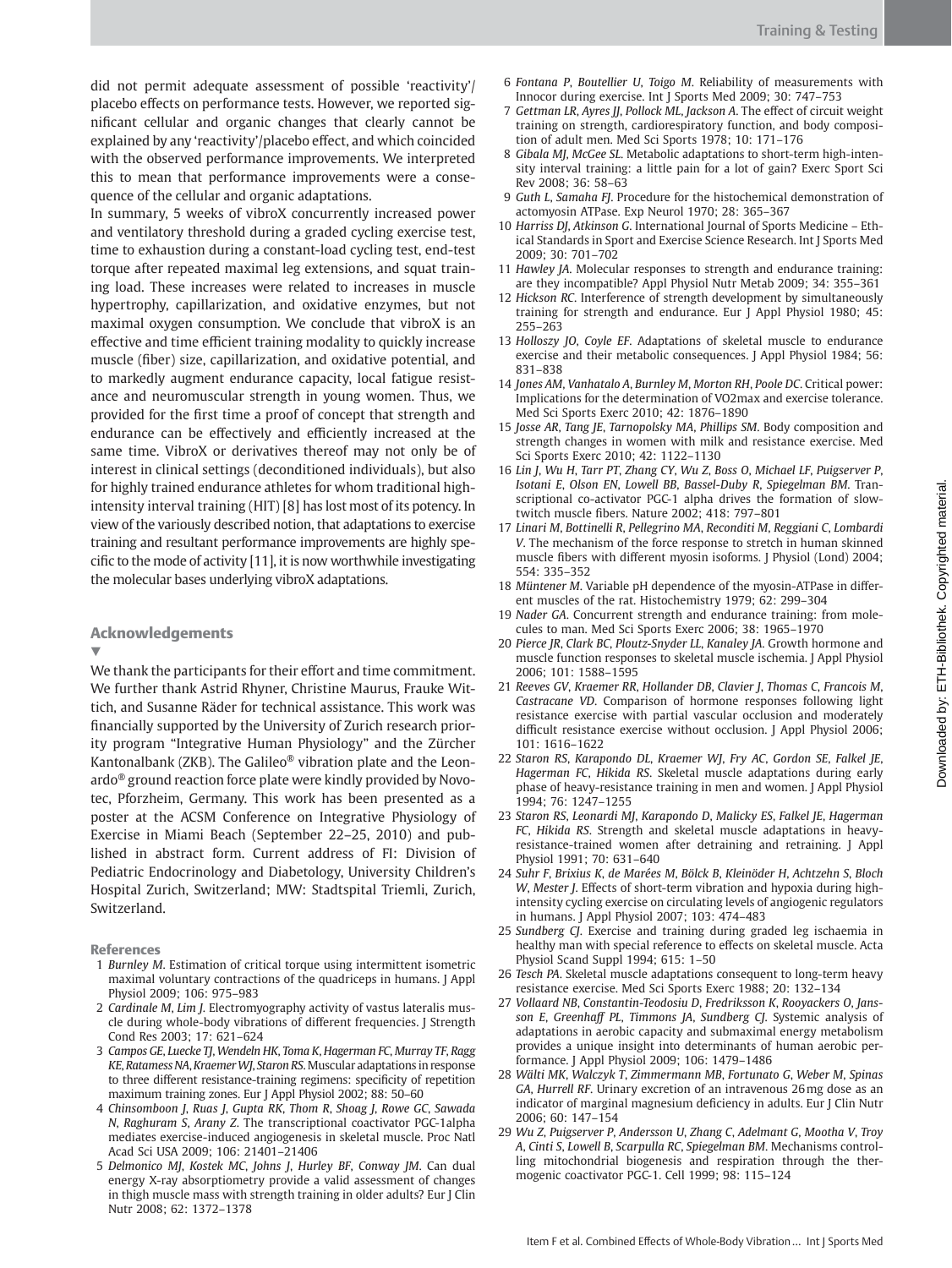did not permit adequate assessment of possible 'reactivity'/placebo effects on performance tests. However, we reported significant cellular and organic changes that clearly cannot be explained by any 'reactivity'/placebo effect, and which coincided with the observed performance improvements. We interpreted this to mean that performance improvements were a consequence of the cellular and organic adaptations.

In summary, 5 weeks of vibroX concurrently increased power and ventilatory threshold during a graded cycling exercise test, time to exhaustion during a constant-load cycling test, end-test torque after repeated maximal leg extensions, and squat training load. These increases were related to increases in muscle hypertrophy, capillarization, and oxidative enzymes, but not maximal oxygen consumption. We conclude that vibroX is an effective and time efficient training modality to quickly increase muscle (fiber) size, capillarization, and oxidative potential, and to markedly augment endurance capacity, local fatigue resistance and neuromuscular strength in young women. Thus, we provided for the first time a proof of concept that strength and endurance can be effectively and efficiently increased at the same time. VibroX or derivatives thereof may not only be of interest in clinical settings (deconditioned individuals), but also for highly trained endurance athletes for whom traditional high-intensity interval training (HIT) [8] has lost most of its potency. In view of the variously described notion, that adaptations to exercise training and resultant performance improvements are highly specific to the mode of activity [11], it is now worthwhile investigating the molecular bases underlying vibroX adaptations.

## Acknowledgements

We thank the participants for their effort and time commitment. We further thank Astrid Rhyner, Christine Maurus, Frauke Wittich, and Susanne Räder for technical assistance. This work was financially supported by the University of Zurich research priority program "Integrative Human Physiology" and the Zürcher Kantonalbank (ZKB). The Galileo® vibration plate and the Leonardo® ground reaction force plate were kindly provided by Novotec, Pforzheim, Germany. This work has been presented as a poster at the ACSM Conference on Integrative Physiology of Exercise in Miami Beach (September 22–25, 2010) and published in abstract form. Current address of FI: Division of Pediatric Endocrinology and Diabetology, University Children's Hospital Zurich, Switzerland; MW: Stadtspital Triemli, Zurich, Switzerland.

## References

1. *Burnley M*. Estimation of critical torque using intermittent isometric maximal voluntary contractions of the quadriceps in humans. J Appl Physiol 2009; 106: 975–983
2. *Cardinale M, Lim J*. Electromyography activity of vastus lateralis muscle during whole-body vibrations of different frequencies. J Strength Cond Res 2003; 17: 621–624
3. *Campos GE, Luecke TJ, Wendeln HK, Toma K, Hagerman FC, Murray TF, Ragg KE, Ratamess NA, Kraemer WJ, Staron RS*. Muscular adaptations in response to three different resistance-training regimens: specificity of repetition maximum training zones. Eur J Appl Physiol 2002; 88: 50–60
4. *Chinsomboon J, Ruas J, Gupta RK, Thom R, Shoag J, Rowe GC, Sawada N, Raghuram S, Arany Z*. The transcriptional coactivator PGC-1alpha mediates exercise-induced angiogenesis in skeletal muscle. Proc Natl Acad Sci USA 2009; 106: 21401–21406
5. *Delmonico MJ, Kostek MC, Johns J, Hurley BF, Conway JM*. Can dual energy X-ray absorptiometry provide a valid assessment of changes in thigh muscle mass with strength training in older adults? Eur J Clin Nutr 2008; 62: 1372–1378
6. *Fontana P, Boutellier U, Toigo M*. Reliability of measurements with Innocor during exercise. Int J Sports Med 2009; 30: 747–753
7. *Gettman LR, Ayres JJ, Pollock ML, Jackson A*. The effect of circuit weight training on strength, cardiorespiratory function, and body composition of adult men. Med Sci Sports 1978; 10: 171–176
8. *Gibala MJ, McGee SL*. Metabolic adaptations to short-term high-intensity interval training: a little pain for a lot of gain? Exerc Sport Sci Rev 2008; 36: 58–63
9. *Guth L, Samaha FJ*. Procedure for the histochemical demonstration of actomyosin ATPase. Exp Neurol 1970; 28: 365–367
10. *Harriss DJ, Atkinson G*. International Journal of Sports Medicine – Ethical Standards in Sport and Exercise Science Research. Int J Sports Med 2009; 30: 701–702
11. *Hawley JA*. Molecular responses to strength and endurance training: are they incompatible? Appl Physiol Nutr Metab 2009; 34: 355–361
12. *Hickson RC*. Interference of strength development by simultaneously training for strength and endurance. Eur J Appl Physiol 1980; 45: 255–263
13. *Holloszy JO, Coyle EF*. Adaptations of skeletal muscle to endurance exercise and their metabolic consequences. J Appl Physiol 1984; 56: 831–838
14. *Jones AM, Vanhatalo A, Burnley M, Morton RH, Poole DC*. Critical power: Implications for the determination of VO2max and exercise tolerance. Med Sci Sports Exerc 2010; 42: 1876–1890
15. *Josse AR, Tang JE, Tarnopolsky MA, Phillips SM*. Body composition and strength changes in women with milk and resistance exercise. Med Sci Sports Exerc 2010; 42: 1122–1130
16. *Lin J, Wu H, Tarr PT, Zhang CY, Wu Z, Boss O, Michael LF, Puigserver P, Isotani E, Olson EN, Lowell BB, Bassel-Duby R, Spiegelman BM*. Transcriptional co-activator PGC-1 alpha drives the formation of slow-twitch muscle fibers. Nature 2002; 418: 797–801
17. *Linari M, Bottinelli R, Pellegrino MA, Reconditi M, Reggiani C, Lombardi V*. The mechanism of the force response to stretch in human skinned muscle fibers with different myosin isoforms. J Physiol (Lond) 2004; 554: 335–352
18. *Müntener M*. Variable pH dependence of the myosin-ATPase in different muscles of the rat. Histochemistry 1979; 62: 299–304
19. *Nader GA*. Concurrent strength and endurance training: from molecules to man. Med Sci Sports Exerc 2006; 38: 1965–1970
20. *Pierce JR, Clark BC, Ploutz-Snyder LL, Kanaley JA*. Growth hormone and muscle function responses to skeletal muscle ischemia. J Appl Physiol 2006; 101: 1588–1595
21. *Reeves GV, Kraemer RR, Hollander DB, Clavier J, Thomas C, Francois M, Castracane VD*. Comparison of hormone responses following light resistance exercise with partial vascular occlusion and moderately difficult resistance exercise without occlusion. J Appl Physiol 2006; 101: 1616–1622
22. *Staron RS, Karapondo DL, Kraemer WJ, Fry AC, Gordon SE, Falkel JE, Hagerman FC, Hikida RS*. Skeletal muscle adaptations during early phase of heavy-resistance training in men and women. J Appl Physiol 1994; 76: 1247–1255
23. *Staron RS, Leonardi MJ, Karapondo D, Malicky ES, Falkel JE, Hagerman FC, Hikida RS*. Strength and skeletal muscle adaptations in heavy-resistance-trained women after detraining and retraining. J Appl Physiol 1991; 70: 631–640
24. *Suhr F, Brixius K, de Marées M, Bölck B, Kleinöder H, Achtzehn S, Bloch W, Mester J*. Effects of short-term vibration and hypoxia during high-intensity cycling exercise on circulating levels of angiogenic regulators in humans. J Appl Physiol 2007; 103: 474–483
25. *Sundberg CJ*. Exercise and training during graded leg ischaemia in healthy man with special reference to effects on skeletal muscle. Acta Physiol Scand Suppl 1994; 615: 1–50
26. *Tesch PA*. Skeletal muscle adaptations consequent to long-term heavy resistance exercise. Med Sci Sports Exerc 1988; 20: 132–134
27. *Vollaard NB, Constantin-Teodosiu D, Fredriksson K, Rooyackers O, Jansson E, Greenhaff PL, Timmons JA, Sundberg CJ*. Systemic analysis of adaptations in aerobic capacity and submaximal energy metabolism provides a unique insight into determinants of human aerobic performance. J Appl Physiol 2009; 106: 1479–1486
28. *Wälti MK, Walczyk T, Zimmermann MB, Fortunato G, Weber M, Spinas GA, Hurrell RF*. Urinary excretion of an intravenous 26 mg dose as an indicator of marginal magnesium deficiency in adults. Eur J Clin Nutr 2006; 60: 147–154
29. *Wu Z, Puigserver P, Andersson U, Zhang C, Adelmant G, Mootha V, Troy A, Cinti S, Lowell B, Scarpulla RC, Spiegelman BM*. Mechanisms controlling mitochondrial biogenesis and respiration through the thermogenic coactivator PGC-1. Cell 1999; 98: 115–124